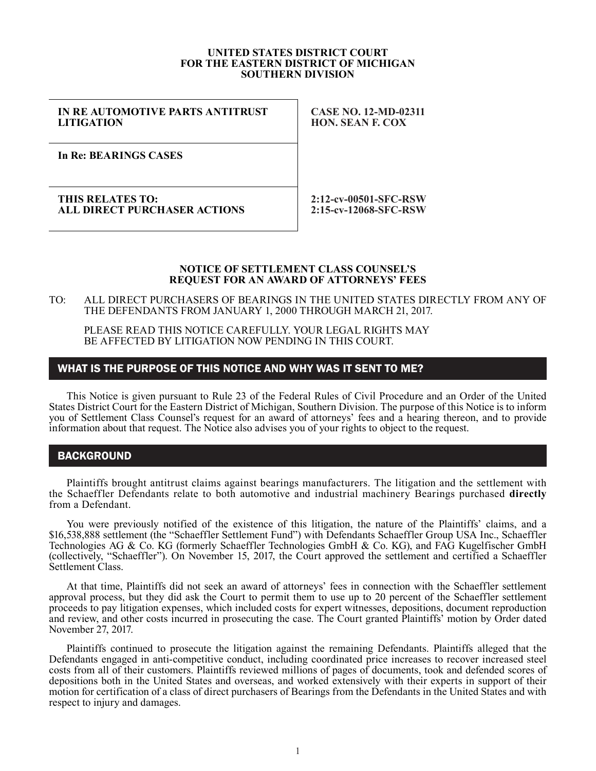**UNITED STATES DISTRICT COURT**
**FOR THE EASTERN DISTRICT OF MICHIGAN**
**SOUTHERN DIVISION**

| | |
|---|---|
| **IN RE AUTOMOTIVE PARTS ANTITRUST LITIGATION** | **CASE NO. 12-MD-02311** **HON. SEAN F. COX** |
| **In Re: BEARINGS CASES** | |
| **THIS RELATES TO:** **ALL DIRECT PURCHASER ACTIONS** | **2:12-cv-00501-SFC-RSW** **2:15-cv-12068-SFC-RSW** |

**NOTICE OF SETTLEMENT CLASS COUNSEL'S**
**REQUEST FOR AN AWARD OF ATTORNEYS' FEES**

TO: ALL DIRECT PURCHASERS OF BEARINGS IN THE UNITED STATES DIRECTLY FROM ANY OF THE DEFENDANTS FROM JANUARY 1, 2000 THROUGH MARCH 21, 2017.

PLEASE READ THIS NOTICE CAREFULLY. YOUR LEGAL RIGHTS MAY BE AFFECTED BY LITIGATION NOW PENDING IN THIS COURT.

## WHAT IS THE PURPOSE OF THIS NOTICE AND WHY WAS IT SENT TO ME?

This Notice is given pursuant to Rule 23 of the Federal Rules of Civil Procedure and an Order of the United States District Court for the Eastern District of Michigan, Southern Division. The purpose of this Notice is to inform you of Settlement Class Counsel's request for an award of attorneys' fees and a hearing thereon, and to provide information about that request. The Notice also advises you of your rights to object to the request.

## BACKGROUND

Plaintiffs brought antitrust claims against bearings manufacturers. The litigation and the settlement with the Schaeffler Defendants relate to both automotive and industrial machinery Bearings purchased **directly** from a Defendant.

You were previously notified of the existence of this litigation, the nature of the Plaintiffs' claims, and a $16,538,888 settlement (the "Schaeffler Settlement Fund") with Defendants Schaeffler Group USA Inc., Schaeffler Technologies AG & Co. KG (formerly Schaeffler Technologies GmbH & Co. KG), and FAG Kugelfischer GmbH (collectively, "Schaeffler"). On November 15, 2017, the Court approved the settlement and certified a Schaeffler Settlement Class.

At that time, Plaintiffs did not seek an award of attorneys' fees in connection with the Schaeffler settlement approval process, but they did ask the Court to permit them to use up to 20 percent of the Schaeffler settlement proceeds to pay litigation expenses, which included costs for expert witnesses, depositions, document reproduction and review, and other costs incurred in prosecuting the case. The Court granted Plaintiffs' motion by Order dated November 27, 2017.

Plaintiffs continued to prosecute the litigation against the remaining Defendants. Plaintiffs alleged that the Defendants engaged in anti-competitive conduct, including coordinated price increases to recover increased steel costs from all of their customers. Plaintiffs reviewed millions of pages of documents, took and defended scores of depositions both in the United States and overseas, and worked extensively with their experts in support of their motion for certification of a class of direct purchasers of Bearings from the Defendants in the United States and with respect to injury and damages.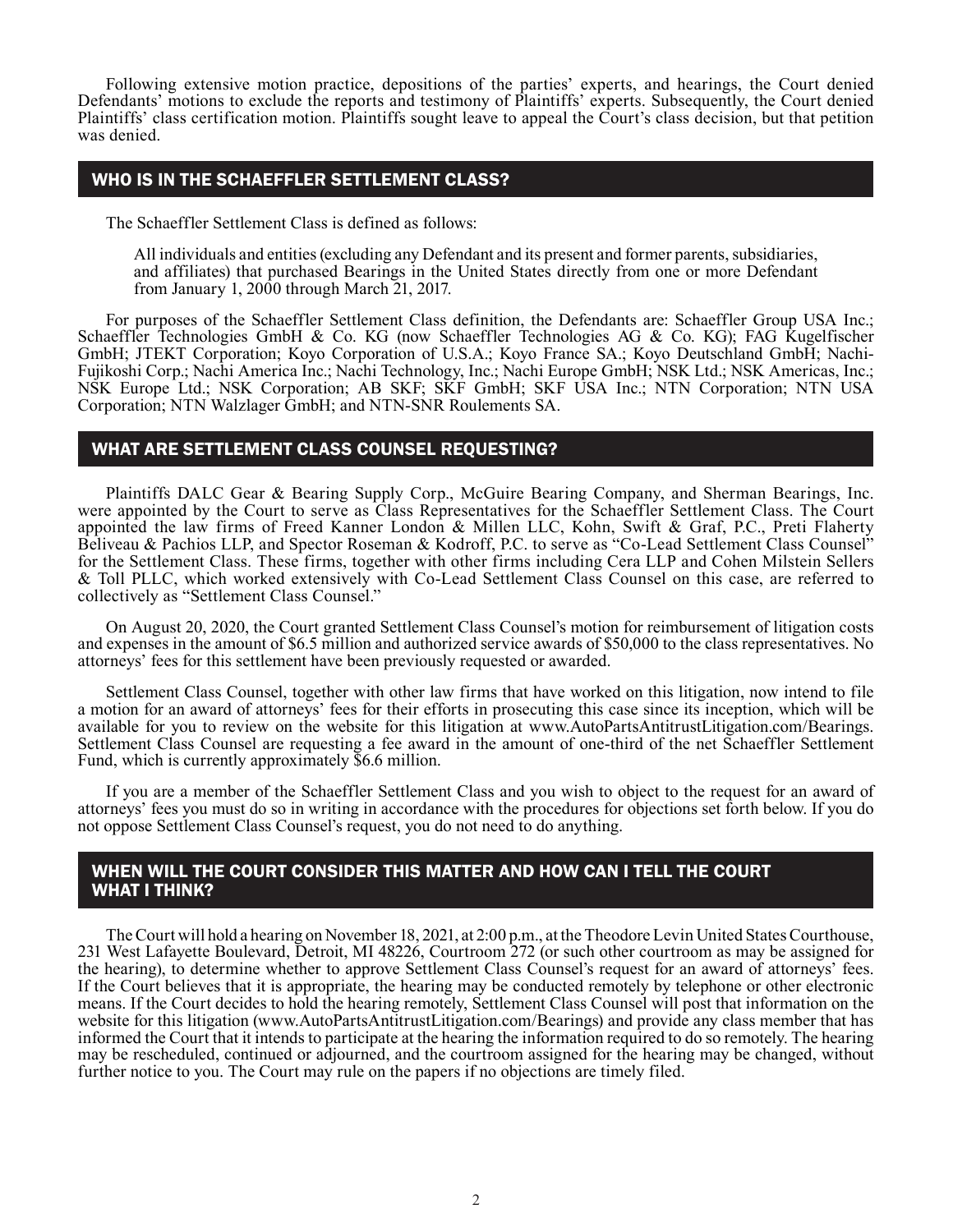Following extensive motion practice, depositions of the parties' experts, and hearings, the Court denied Defendants' motions to exclude the reports and testimony of Plaintiffs' experts. Subsequently, the Court denied Plaintiffs' class certification motion. Plaintiffs sought leave to appeal the Court's class decision, but that petition was denied.

## WHO IS IN THE SCHAEFFLER SETTLEMENT CLASS?

The Schaeffler Settlement Class is defined as follows:

> All individuals and entities (excluding any Defendant and its present and former parents, subsidiaries, and affiliates) that purchased Bearings in the United States directly from one or more Defendant from January 1, 2000 through March 21, 2017.

For purposes of the Schaeffler Settlement Class definition, the Defendants are: Schaeffler Group USA Inc.; Schaeffler Technologies GmbH & Co. KG (now Schaeffler Technologies AG & Co. KG); FAG Kugelfischer GmbH; JTEKT Corporation; Koyo Corporation of U.S.A.; Koyo France SA.; Koyo Deutschland GmbH; Nachi-Fujikoshi Corp.; Nachi America Inc.; Nachi Technology, Inc.; Nachi Europe GmbH; NSK Ltd.; NSK Americas, Inc.; NSK Europe Ltd.; NSK Corporation; AB SKF; SKF GmbH; SKF USA Inc.; NTN Corporation; NTN USA Corporation; NTN Walzlager GmbH; and NTN-SNR Roulements SA.

## WHAT ARE SETTLEMENT CLASS COUNSEL REQUESTING?

Plaintiffs DALC Gear & Bearing Supply Corp., McGuire Bearing Company, and Sherman Bearings, Inc. were appointed by the Court to serve as Class Representatives for the Schaeffler Settlement Class. The Court appointed the law firms of Freed Kanner London & Millen LLC, Kohn, Swift & Graf, P.C., Preti Flaherty Beliveau & Pachios LLP, and Spector Roseman & Kodroff, P.C. to serve as "Co-Lead Settlement Class Counsel" for the Settlement Class. These firms, together with other firms including Cera LLP and Cohen Milstein Sellers & Toll PLLC, which worked extensively with Co-Lead Settlement Class Counsel on this case, are referred to collectively as "Settlement Class Counsel."

On August 20, 2020, the Court granted Settlement Class Counsel's motion for reimbursement of litigation costs and expenses in the amount of $6.5 million and authorized service awards of $50,000 to the class representatives. No attorneys' fees for this settlement have been previously requested or awarded.

Settlement Class Counsel, together with other law firms that have worked on this litigation, now intend to file a motion for an award of attorneys' fees for their efforts in prosecuting this case since its inception, which will be available for you to review on the website for this litigation at www.AutoPartsAntitrustLitigation.com/Bearings. Settlement Class Counsel are requesting a fee award in the amount of one-third of the net Schaeffler Settlement Fund, which is currently approximately $6.6 million.

If you are a member of the Schaeffler Settlement Class and you wish to object to the request for an award of attorneys' fees you must do so in writing in accordance with the procedures for objections set forth below. If you do not oppose Settlement Class Counsel's request, you do not need to do anything.

## WHEN WILL THE COURT CONSIDER THIS MATTER AND HOW CAN I TELL THE COURT WHAT I THINK?

The Court will hold a hearing on November 18, 2021, at 2:00 p.m., at the Theodore Levin United States Courthouse, 231 West Lafayette Boulevard, Detroit, MI 48226, Courtroom 272 (or such other courtroom as may be assigned for the hearing), to determine whether to approve Settlement Class Counsel's request for an award of attorneys' fees. If the Court believes that it is appropriate, the hearing may be conducted remotely by telephone or other electronic means. If the Court decides to hold the hearing remotely, Settlement Class Counsel will post that information on the website for this litigation (www.AutoPartsAntitrustLitigation.com/Bearings) and provide any class member that has informed the Court that it intends to participate at the hearing the information required to do so remotely. The hearing may be rescheduled, continued or adjourned, and the courtroom assigned for the hearing may be changed, without further notice to you. The Court may rule on the papers if no objections are timely filed.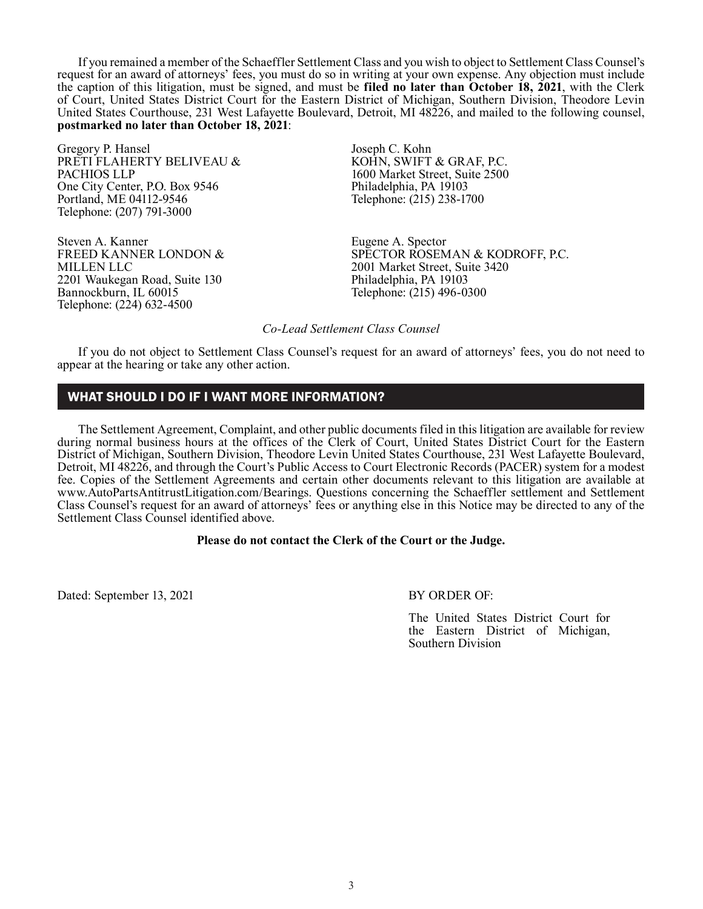If you remained a member of the Schaeffler Settlement Class and you wish to object to Settlement Class Counsel's request for an award of attorneys' fees, you must do so in writing at your own expense. Any objection must include the caption of this litigation, must be signed, and must be **filed no later than October 18, 2021**, with the Clerk of Court, United States District Court for the Eastern District of Michigan, Southern Division, Theodore Levin United States Courthouse, 231 West Lafayette Boulevard, Detroit, MI 48226, and mailed to the following counsel, **postmarked no later than October 18, 2021**:

Gregory P. Hansel
PRETI FLAHERTY BELIVEAU & PACHIOS LLP
One City Center, P.O. Box 9546
Portland, ME 04112-9546
Telephone: (207) 791-3000

Joseph C. Kohn
KOHN, SWIFT & GRAF, P.C.
1600 Market Street, Suite 2500
Philadelphia, PA 19103
Telephone: (215) 238-1700

Steven A. Kanner
FREED KANNER LONDON & MILLEN LLC
2201 Waukegan Road, Suite 130
Bannockburn, IL 60015
Telephone: (224) 632-4500

Eugene A. Spector
SPECTOR ROSEMAN & KODROFF, P.C.
2001 Market Street, Suite 3420
Philadelphia, PA 19103
Telephone: (215) 496-0300

*Co-Lead Settlement Class Counsel*

If you do not object to Settlement Class Counsel's request for an award of attorneys' fees, you do not need to appear at the hearing or take any other action.

## WHAT SHOULD I DO IF I WANT MORE INFORMATION?

The Settlement Agreement, Complaint, and other public documents filed in this litigation are available for review during normal business hours at the offices of the Clerk of Court, United States District Court for the Eastern District of Michigan, Southern Division, Theodore Levin United States Courthouse, 231 West Lafayette Boulevard, Detroit, MI 48226, and through the Court's Public Access to Court Electronic Records (PACER) system for a modest fee. Copies of the Settlement Agreements and certain other documents relevant to this litigation are available at www.AutoPartsAntitrustLitigation.com/Bearings. Questions concerning the Schaeffler settlement and Settlement Class Counsel's request for an award of attorneys' fees or anything else in this Notice may be directed to any of the Settlement Class Counsel identified above.

**Please do not contact the Clerk of the Court or the Judge.**

Dated: September 13, 2021

BY ORDER OF:

The United States District Court for the Eastern District of Michigan, Southern Division